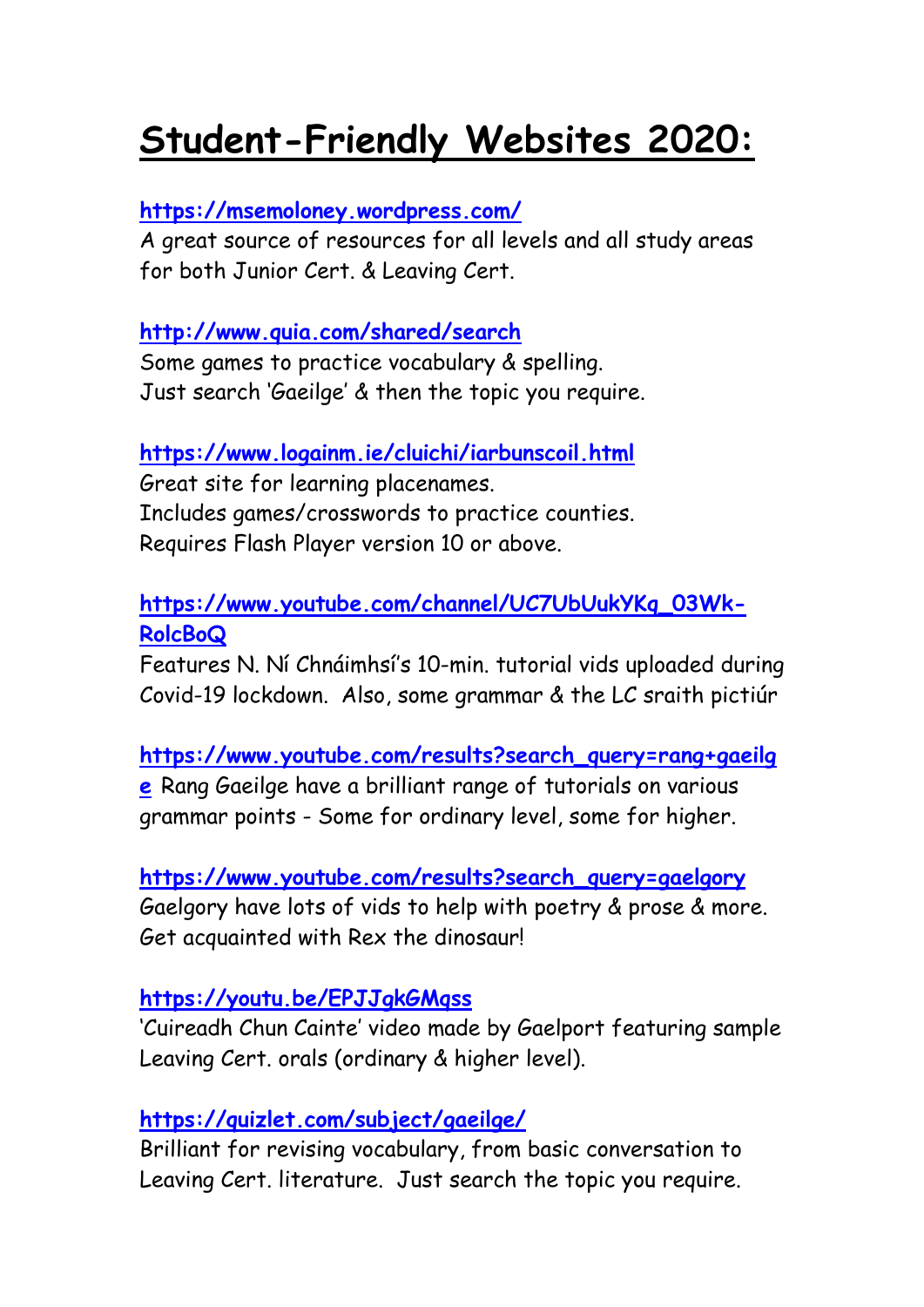# Student-Friendly Websites 2020:

**https://msemoloney.wordpress.com/**
A great source of resources for all levels and all study areas for both Junior Cert. & Leaving Cert.

**http://www.quia.com/shared/search**
Some games to practice vocabulary & spelling.
Just search 'Gaeilge' & then the topic you require.

**https://www.logainm.ie/cluichi/iarbunscoil.html**
Great site for learning placenames.
Includes games/crosswords to practice counties.
Requires Flash Player version 10 or above.

**https://www.youtube.com/channel/UC7UbUukYKq_03Wk-RolcBoQ**
Features N. Ní Chnáimhsí's 10-min. tutorial vids uploaded during Covid-19 lockdown. Also, some grammar & the LC sraith pictiúr

**https://www.youtube.com/results?search_query=rang+gaeilge** Rang Gaeilge have a brilliant range of tutorials on various grammar points - Some for ordinary level, some for higher.

**https://www.youtube.com/results?search_query=gaelgory**
Gaelgory have lots of vids to help with poetry & prose & more.
Get acquainted with Rex the dinosaur!

**https://youtu.be/EPJJgkGMqss**
'Cuireadh Chun Cainte' video made by Gaelport featuring sample Leaving Cert. orals (ordinary & higher level).

**https://quizlet.com/subject/gaeilge/**
Brilliant for revising vocabulary, from basic conversation to Leaving Cert. literature. Just search the topic you require.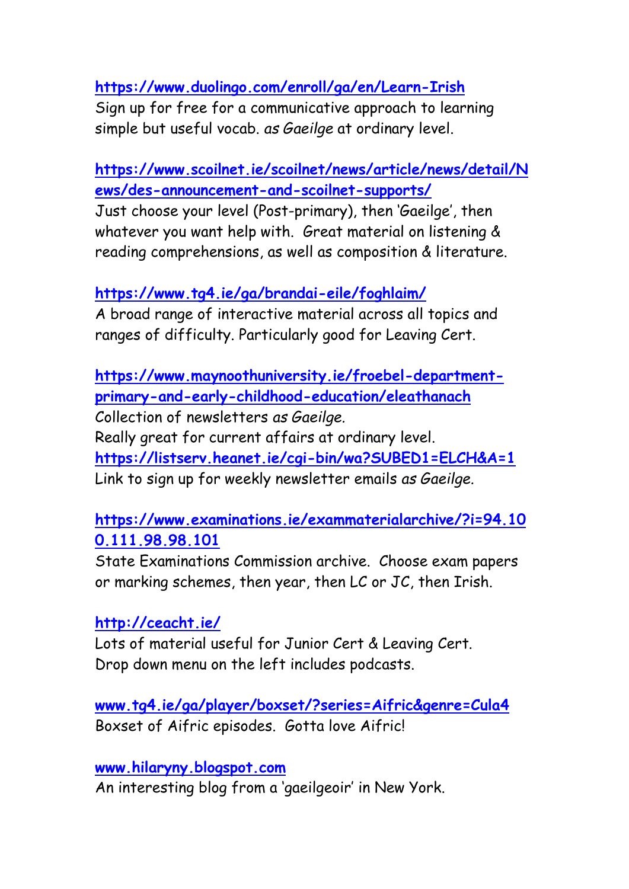**https://www.duolingo.com/enroll/ga/en/Learn-Irish**
Sign up for free for a communicative approach to learning simple but useful vocab. *as Gaeilge* at ordinary level.

**https://www.scoilnet.ie/scoilnet/news/article/news/detail/News/des-announcement-and-scoilnet-supports/**
Just choose your level (Post-primary), then 'Gaeilge', then whatever you want help with. Great material on listening & reading comprehensions, as well as composition & literature.

**https://www.tg4.ie/ga/brandai-eile/foghlaim/**
A broad range of interactive material across all topics and ranges of difficulty. Particularly good for Leaving Cert.

**https://www.maynoothuniversity.ie/froebel-department-primary-and-early-childhood-education/eleathanach**
Collection of newsletters *as Gaeilge.*
Really great for current affairs at ordinary level.
**https://listserv.heanet.ie/cgi-bin/wa?SUBED1=ELCH&A=1**
Link to sign up for weekly newsletter emails *as Gaeilge.*

**https://www.examinations.ie/exammaterialarchive/?i=94.100.111.98.98.101**
State Examinations Commission archive. Choose exam papers or marking schemes, then year, then LC or JC, then Irish.

**http://ceacht.ie/**
Lots of material useful for Junior Cert & Leaving Cert.
Drop down menu on the left includes podcasts.

**www.tg4.ie/ga/player/boxset/?series=Aifric&genre=Cula4**
Boxset of Aifric episodes. Gotta love Aifric!

**www.hilaryny.blogspot.com**
An interesting blog from a 'gaeilgeoir' in New York.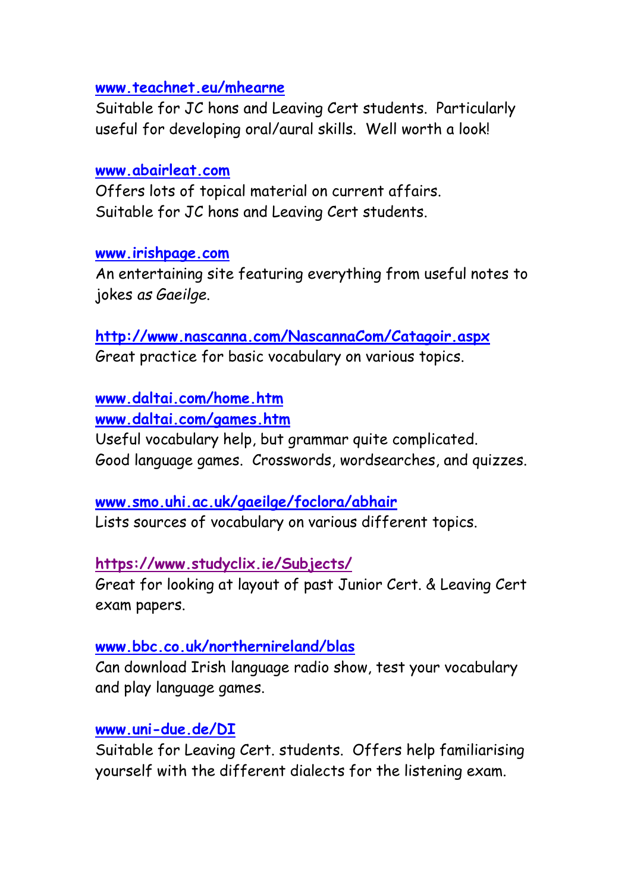**www.teachnet.eu/mhearne**

Suitable for JC hons and Leaving Cert students. Particularly useful for developing oral/aural skills. Well worth a look!

**www.abairleat.com**

Offers lots of topical material on current affairs. Suitable for JC hons and Leaving Cert students.

**www.irishpage.com**

An entertaining site featuring everything from useful notes to jokes *as Gaeilge*.

**http://www.nascanna.com/NascannaCom/Catagoir.aspx**

Great practice for basic vocabulary on various topics.

**www.daltai.com/home.htm**

**www.daltai.com/games.htm**

Useful vocabulary help, but grammar quite complicated. Good language games. Crosswords, wordsearches, and quizzes.

**www.smo.uhi.ac.uk/gaeilge/foclora/abhair**

Lists sources of vocabulary on various different topics.

**https://www.studyclix.ie/Subjects/**

Great for looking at layout of past Junior Cert. & Leaving Cert exam papers.

**www.bbc.co.uk/northernireland/blas**

Can download Irish language radio show, test your vocabulary and play language games.

**www.uni-due.de/DI**

Suitable for Leaving Cert. students. Offers help familiarising yourself with the different dialects for the listening exam.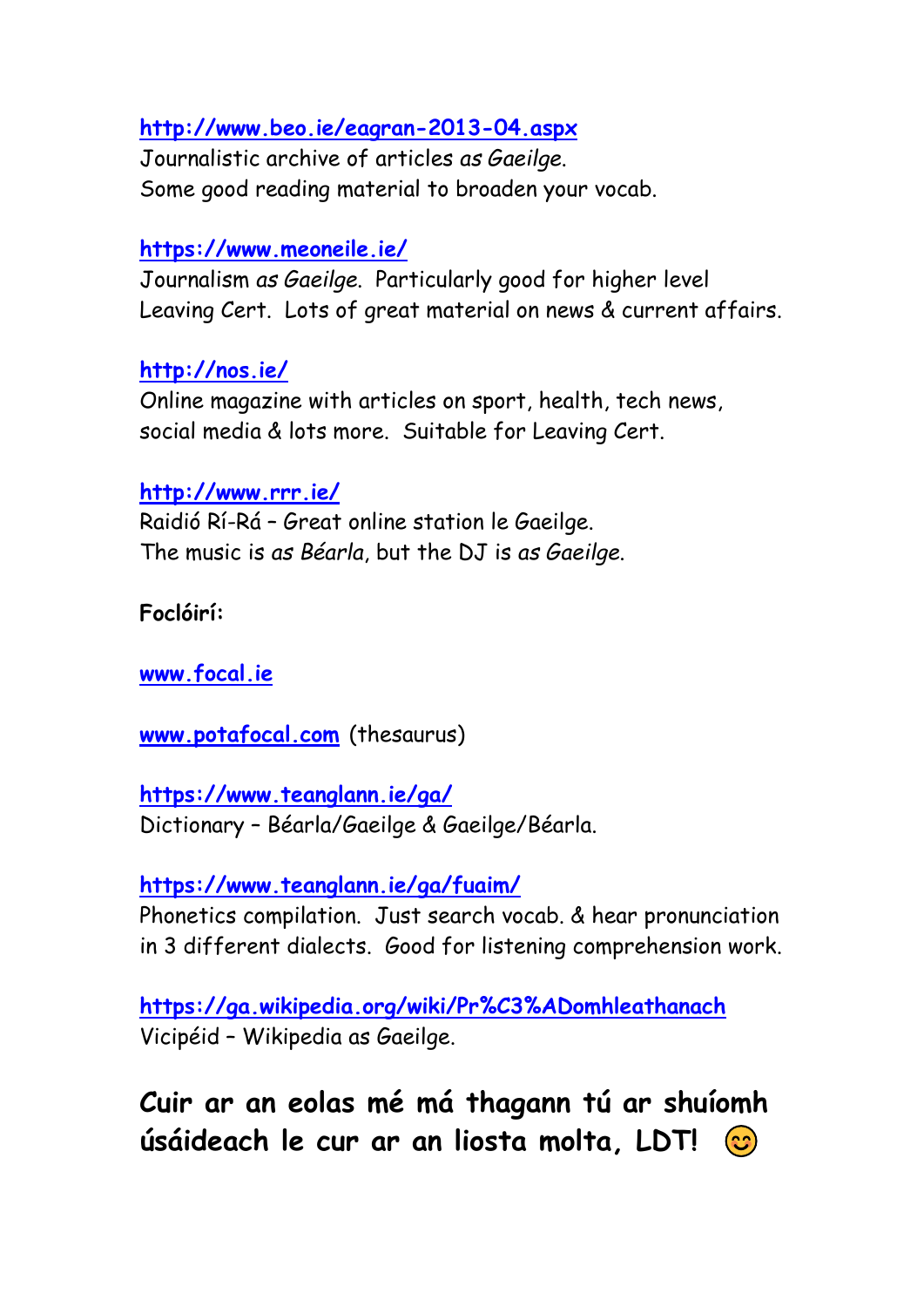**http://www.beo.ie/eagran-2013-04.aspx**
Journalistic archive of articles *as Gaeilge*.
Some good reading material to broaden your vocab.

**https://www.meoneile.ie/**
Journalism *as Gaeilge*. Particularly good for higher level Leaving Cert. Lots of great material on news & current affairs.

**http://nos.ie/**
Online magazine with articles on sport, health, tech news, social media & lots more. Suitable for Leaving Cert.

**http://www.rrr.ie/**
Raidió Rí-Rá – Great online station le Gaeilge.
The music is *as Béarla*, but the DJ is *as Gaeilge*.

**Foclóirí:**

**www.focal.ie**

**www.potafocal.com** (thesaurus)

**https://www.teanglann.ie/ga/**
Dictionary – Béarla/Gaeilge & Gaeilge/Béarla.

**https://www.teanglann.ie/ga/fuaim/**
Phonetics compilation. Just search vocab. & hear pronunciation in 3 different dialects. Good for listening comprehension work.

**https://ga.wikipedia.org/wiki/Pr%C3%ADomhleathanach**
Vicipéid – Wikipedia as Gaeilge.

## Cuir ar an eolas mé má thagann tú ar shuíomh úsáideach le cur ar an liosta molta, LDT! 😊